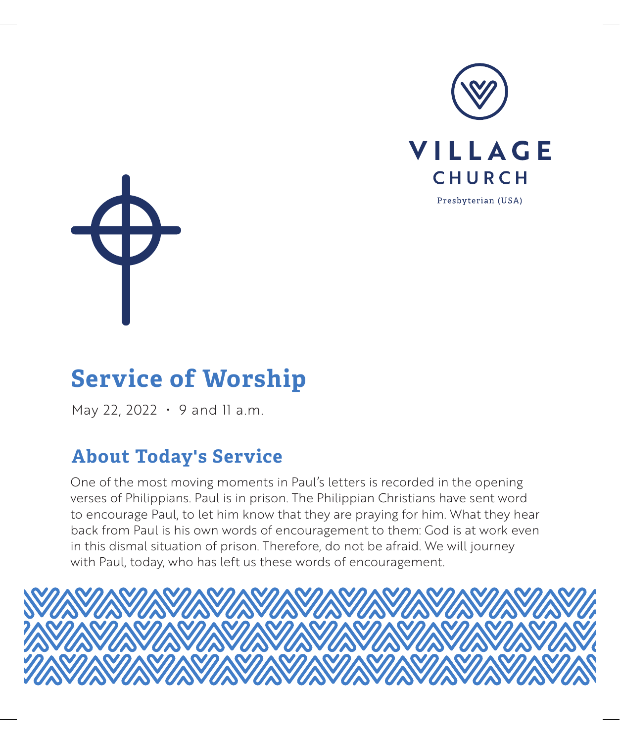VILLAGE
CHURCH
Presbyterian (USA)

# Service of Worship

May 22, 2022 • 9 and 11 a.m.

## About Today's Service

One of the most moving moments in Paul's letters is recorded in the opening verses of Philippians. Paul is in prison. The Philippian Christians have sent word to encourage Paul, to let him know that they are praying for him. What they hear back from Paul is his own words of encouragement to them: God is at work even in this dismal situation of prison. Therefore, do not be afraid. We will journey with Paul, today, who has left us these words of encouragement.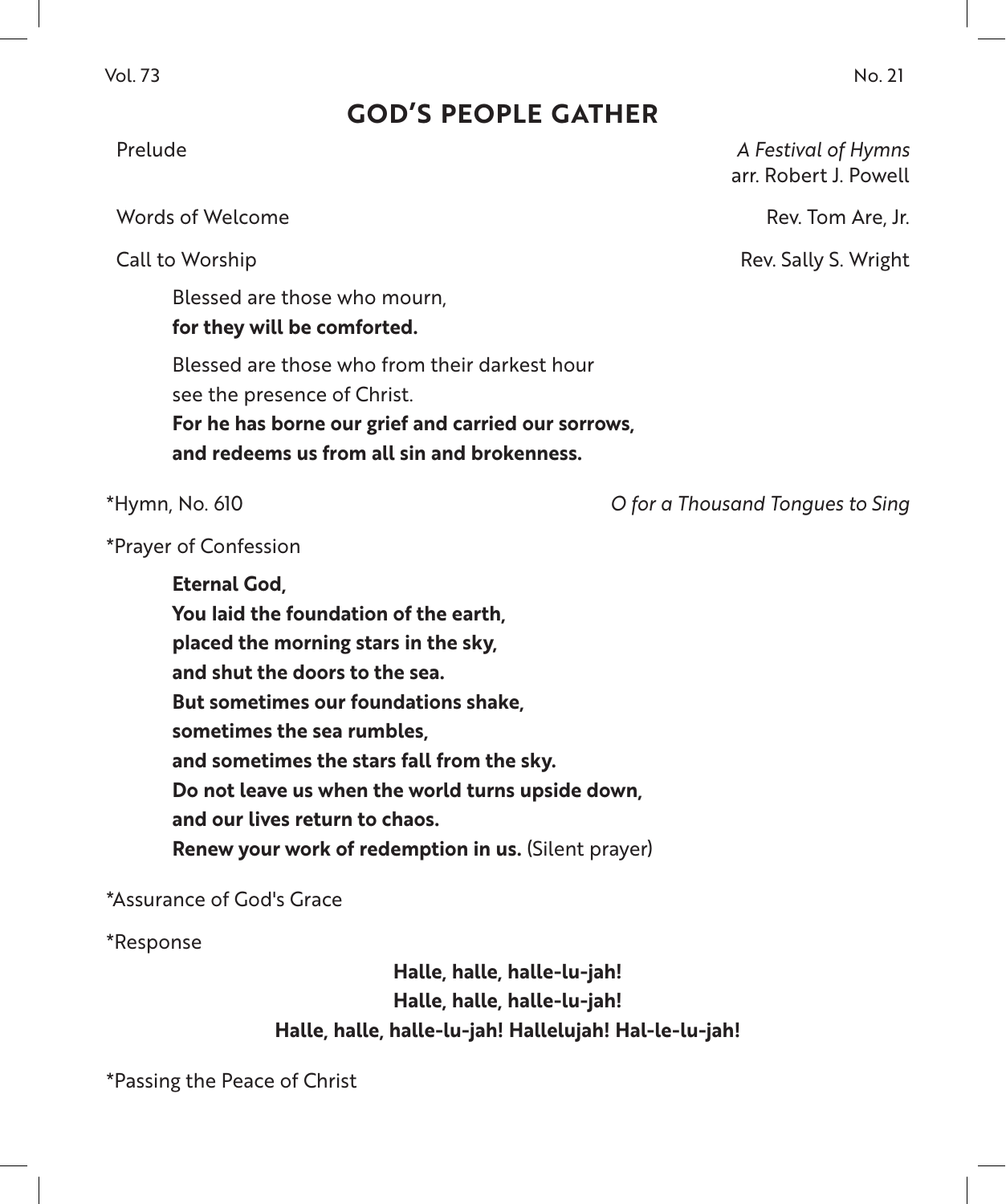## GOD'S PEOPLE GATHER

Prelude — *A Festival of Hymns*
arr. Robert J. Powell

Words of Welcome — Rev. Tom Are, Jr.

Call to Worship — Rev. Sally S. Wright

> Blessed are those who mourn,
> **for they will be comforted.**
>
> Blessed are those who from their darkest hour
> see the presence of Christ.
> **For he has borne our grief and carried our sorrows,**
> **and redeems us from all sin and brokenness.**

*Hymn, No. 610 — *O for a Thousand Tongues to Sing*

*Prayer of Confession

> **Eternal God,**
> **You laid the foundation of the earth,**
> **placed the morning stars in the sky,**
> **and shut the doors to the sea.**
> **But sometimes our foundations shake,**
> **sometimes the sea rumbles,**
> **and sometimes the stars fall from the sky.**
> **Do not leave us when the world turns upside down,**
> **and our lives return to chaos.**
> **Renew your work of redemption in us.** (Silent prayer)

*Assurance of God's Grace

*Response

> **Halle, halle, halle-lu-jah!**
> **Halle, halle, halle-lu-jah!**
> **Halle, halle, halle-lu-jah! Hallelujah! Hal-le-lu-jah!**

*Passing the Peace of Christ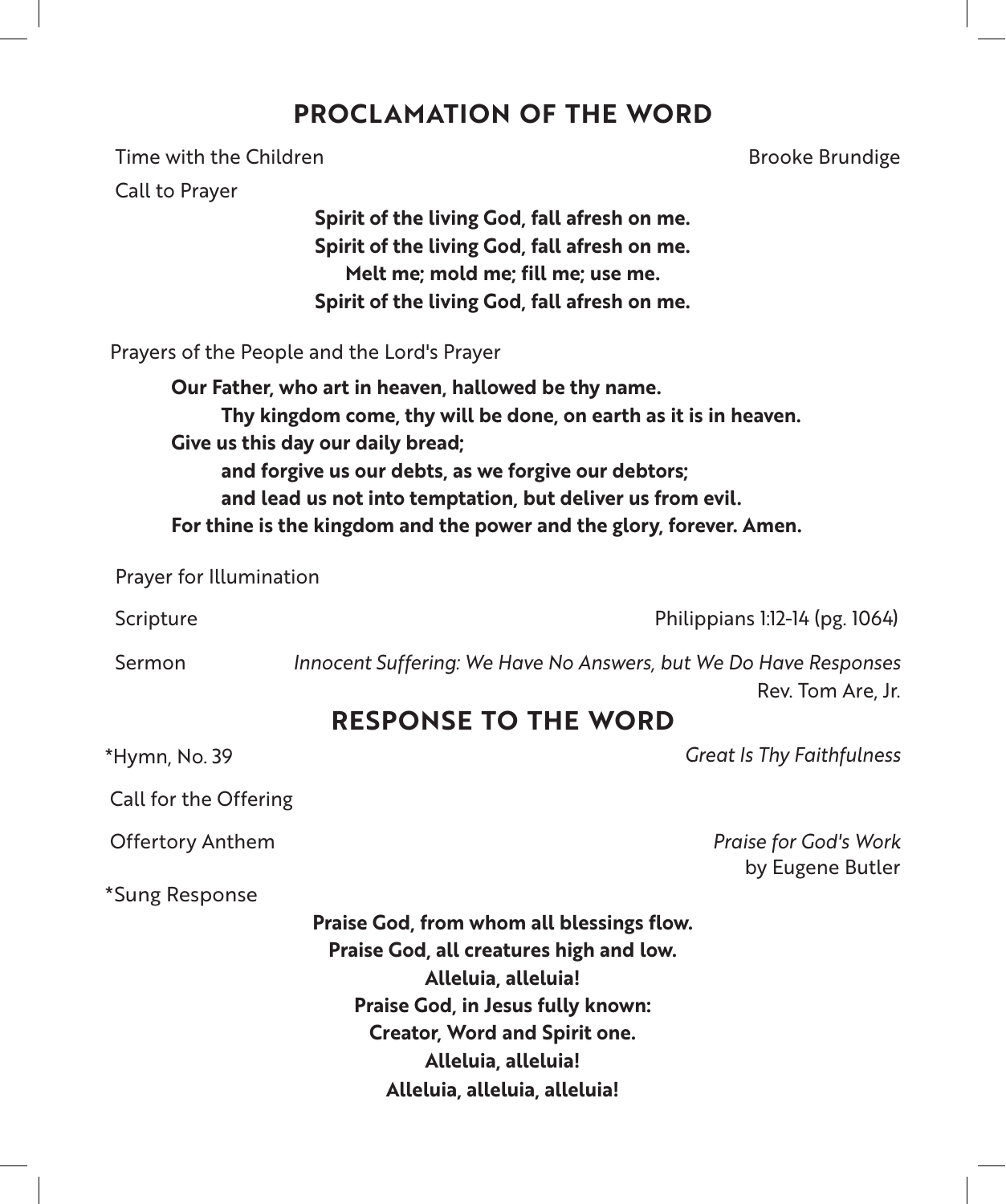## PROCLAMATION OF THE WORD

Time with the Children — Brooke Brundige

Call to Prayer

**Spirit of the living God, fall afresh on me.**
**Spirit of the living God, fall afresh on me.**
**Melt me; mold me; fill me; use me.**
**Spirit of the living God, fall afresh on me.**

Prayers of the People and the Lord's Prayer

**Our Father, who art in heaven, hallowed be thy name.**
**Thy kingdom come, thy will be done, on earth as it is in heaven.**
**Give us this day our daily bread;**
**and forgive us our debts, as we forgive our debtors;**
**and lead us not into temptation, but deliver us from evil.**
**For thine is the kingdom and the power and the glory, forever. Amen.**

Prayer for Illumination

Scripture — Philippians 1:12-14 (pg. 1064)

Sermon — *Innocent Suffering: We Have No Answers, but We Do Have Responses*
Rev. Tom Are, Jr.

## RESPONSE TO THE WORD

*Hymn, No. 39 — *Great Is Thy Faithfulness*

Call for the Offering

Offertory Anthem — *Praise for God's Work*
by Eugene Butler

*Sung Response

**Praise God, from whom all blessings flow.**
**Praise God, all creatures high and low.**
**Alleluia, alleluia!**
**Praise God, in Jesus fully known:**
**Creator, Word and Spirit one.**
**Alleluia, alleluia!**
**Alleluia, alleluia, alleluia!**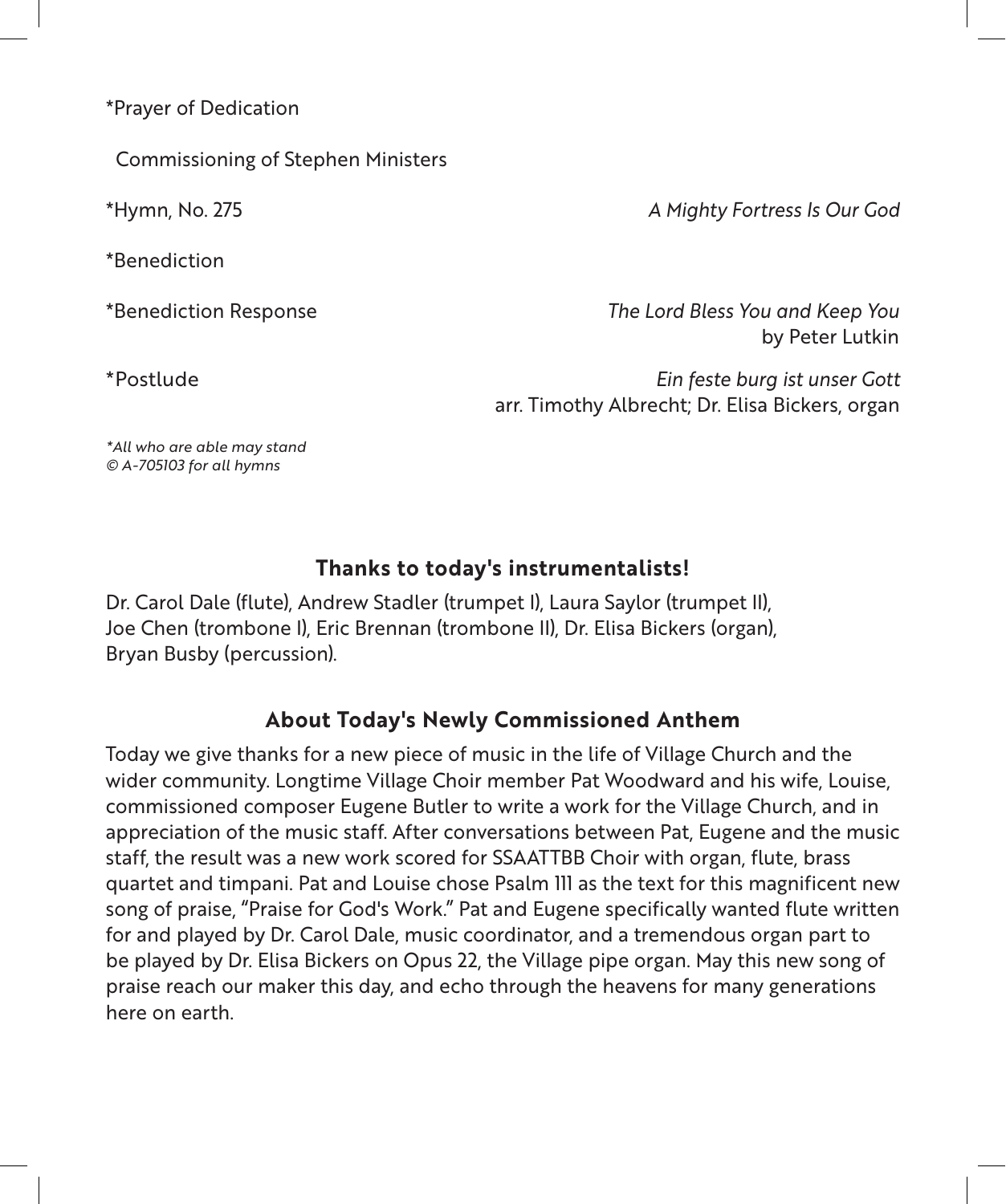*Prayer of Dedication

Commissioning of Stephen Ministers

*Hymn, No. 275 — *A Mighty Fortress Is Our God*

*Benediction

*Benediction Response — *The Lord Bless You and Keep You* by Peter Lutkin

*Postlude — *Ein feste burg ist unser Gott* arr. Timothy Albrecht; Dr. Elisa Bickers, organ

*\*All who are able may stand*
*© A-705103 for all hymns*

### Thanks to today's instrumentalists!

Dr. Carol Dale (flute), Andrew Stadler (trumpet I), Laura Saylor (trumpet II), Joe Chen (trombone I), Eric Brennan (trombone II), Dr. Elisa Bickers (organ), Bryan Busby (percussion).

### About Today's Newly Commissioned Anthem

Today we give thanks for a new piece of music in the life of Village Church and the wider community. Longtime Village Choir member Pat Woodward and his wife, Louise, commissioned composer Eugene Butler to write a work for the Village Church, and in appreciation of the music staff. After conversations between Pat, Eugene and the music staff, the result was a new work scored for SSAATTBB Choir with organ, flute, brass quartet and timpani. Pat and Louise chose Psalm 111 as the text for this magnificent new song of praise, "Praise for God's Work." Pat and Eugene specifically wanted flute written for and played by Dr. Carol Dale, music coordinator, and a tremendous organ part to be played by Dr. Elisa Bickers on Opus 22, the Village pipe organ. May this new song of praise reach our maker this day, and echo through the heavens for many generations here on earth.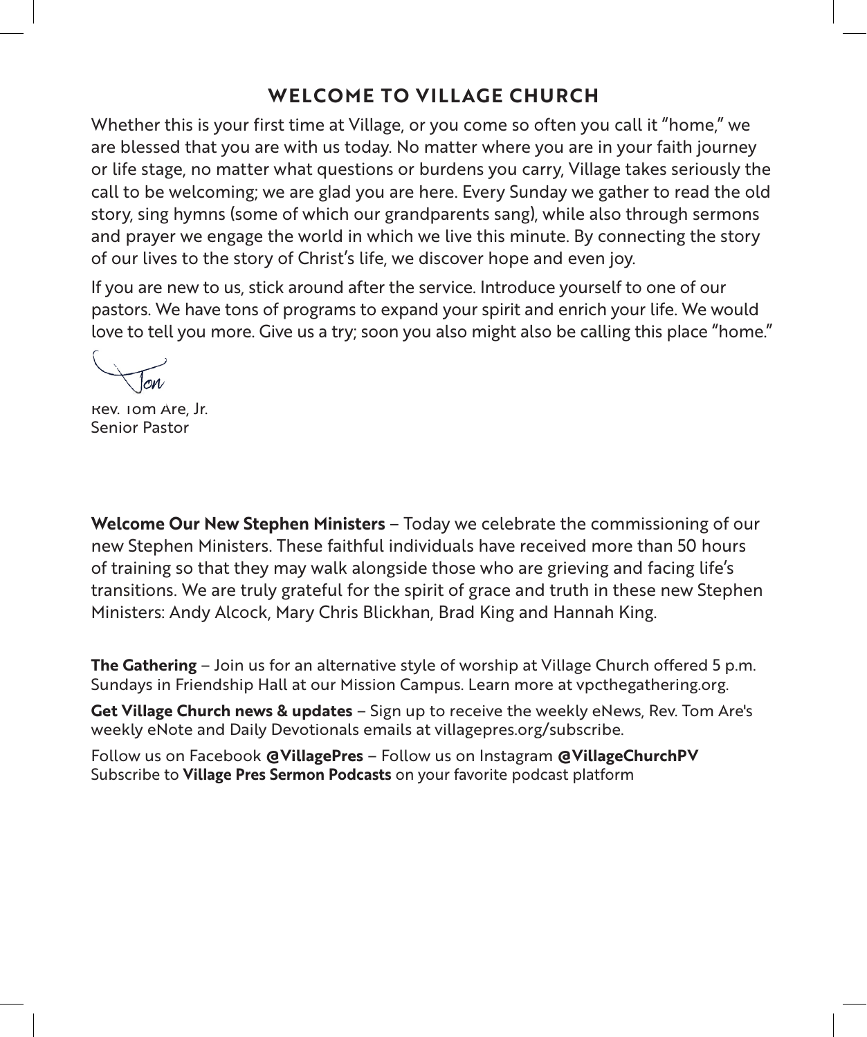## WELCOME TO VILLAGE CHURCH

Whether this is your first time at Village, or you come so often you call it "home," we are blessed that you are with us today. No matter where you are in your faith journey or life stage, no matter what questions or burdens you carry, Village takes seriously the call to be welcoming; we are glad you are here. Every Sunday we gather to read the old story, sing hymns (some of which our grandparents sang), while also through sermons and prayer we engage the world in which we live this minute. By connecting the story of our lives to the story of Christ's life, we discover hope and even joy.

If you are new to us, stick around after the service. Introduce yourself to one of our pastors. We have tons of programs to expand your spirit and enrich your life. We would love to tell you more. Give us a try; soon you also might also be calling this place "home."

Tom

Rev. Tom Are, Jr.
Senior Pastor

**Welcome Our New Stephen Ministers** – Today we celebrate the commissioning of our new Stephen Ministers. These faithful individuals have received more than 50 hours of training so that they may walk alongside those who are grieving and facing life's transitions. We are truly grateful for the spirit of grace and truth in these new Stephen Ministers: Andy Alcock, Mary Chris Blickhan, Brad King and Hannah King.

**The Gathering** – Join us for an alternative style of worship at Village Church offered 5 p.m. Sundays in Friendship Hall at our Mission Campus. Learn more at vpcthegathering.org.

**Get Village Church news & updates** – Sign up to receive the weekly eNews, Rev. Tom Are's weekly eNote and Daily Devotionals emails at villagepres.org/subscribe.

Follow us on Facebook **@VillagePres** – Follow us on Instagram **@VillageChurchPV**
Subscribe to **Village Pres Sermon Podcasts** on your favorite podcast platform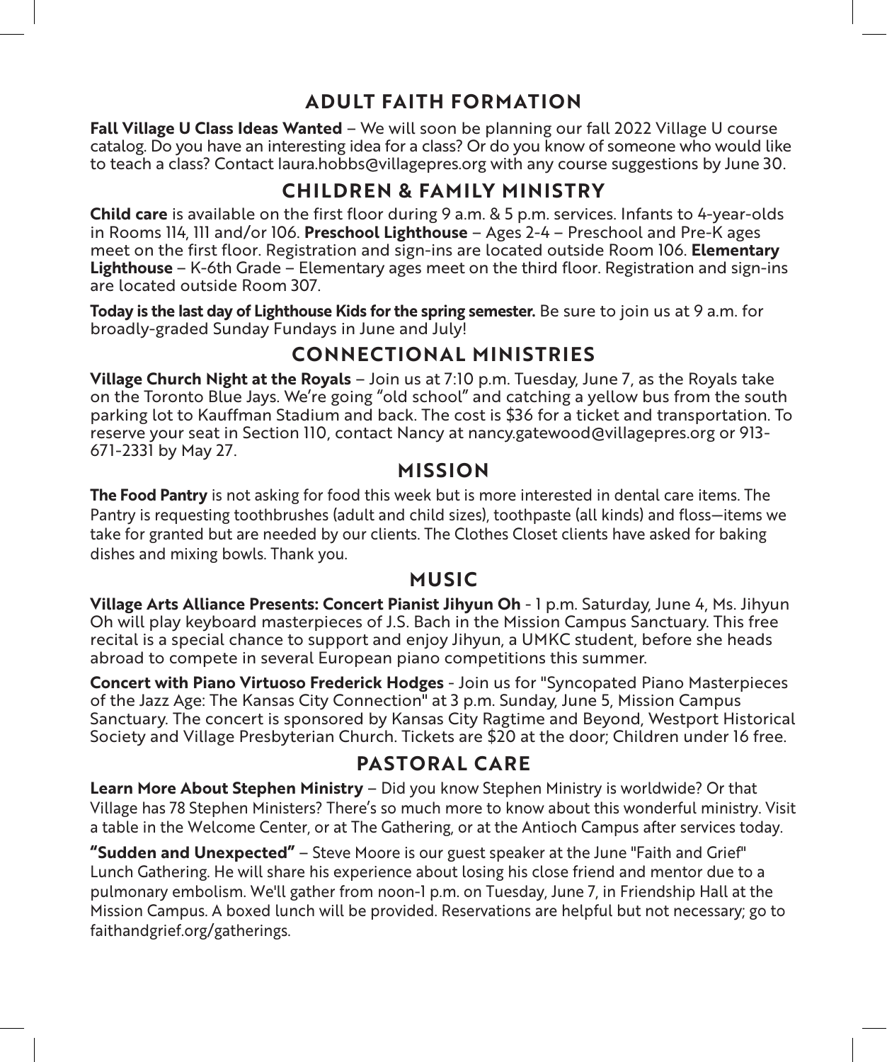## ADULT FAITH FORMATION

**Fall Village U Class Ideas Wanted** – We will soon be planning our fall 2022 Village U course catalog. Do you have an interesting idea for a class? Or do you know of someone who would like to teach a class? Contact laura.hobbs@villagepres.org with any course suggestions by June 30.

## CHILDREN & FAMILY MINISTRY

**Child care** is available on the first floor during 9 a.m. & 5 p.m. services. Infants to 4-year-olds in Rooms 114, 111 and/or 106. **Preschool Lighthouse** – Ages 2-4 – Preschool and Pre-K ages meet on the first floor. Registration and sign-ins are located outside Room 106. **Elementary Lighthouse** – K-6th Grade – Elementary ages meet on the third floor. Registration and sign-ins are located outside Room 307.

**Today is the last day of Lighthouse Kids for the spring semester.** Be sure to join us at 9 a.m. for broadly-graded Sunday Fundays in June and July!

## CONNECTIONAL MINISTRIES

**Village Church Night at the Royals** – Join us at 7:10 p.m. Tuesday, June 7, as the Royals take on the Toronto Blue Jays. We're going "old school" and catching a yellow bus from the south parking lot to Kauffman Stadium and back. The cost is $36 for a ticket and transportation. To reserve your seat in Section 110, contact Nancy at nancy.gatewood@villagepres.org or 913-671-2331 by May 27.

## MISSION

**The Food Pantry** is not asking for food this week but is more interested in dental care items. The Pantry is requesting toothbrushes (adult and child sizes), toothpaste (all kinds) and floss—items we take for granted but are needed by our clients. The Clothes Closet clients have asked for baking dishes and mixing bowls. Thank you.

## MUSIC

**Village Arts Alliance Presents: Concert Pianist Jihyun Oh** - 1 p.m. Saturday, June 4, Ms. Jihyun Oh will play keyboard masterpieces of J.S. Bach in the Mission Campus Sanctuary. This free recital is a special chance to support and enjoy Jihyun, a UMKC student, before she heads abroad to compete in several European piano competitions this summer.

**Concert with Piano Virtuoso Frederick Hodges** - Join us for "Syncopated Piano Masterpieces of the Jazz Age: The Kansas City Connection" at 3 p.m. Sunday, June 5, Mission Campus Sanctuary. The concert is sponsored by Kansas City Ragtime and Beyond, Westport Historical Society and Village Presbyterian Church. Tickets are $20 at the door; Children under 16 free.

## PASTORAL CARE

**Learn More About Stephen Ministry** – Did you know Stephen Ministry is worldwide? Or that Village has 78 Stephen Ministers? There's so much more to know about this wonderful ministry. Visit a table in the Welcome Center, or at The Gathering, or at the Antioch Campus after services today.

**"Sudden and Unexpected"** – Steve Moore is our guest speaker at the June "Faith and Grief" Lunch Gathering. He will share his experience about losing his close friend and mentor due to a pulmonary embolism. We'll gather from noon-1 p.m. on Tuesday, June 7, in Friendship Hall at the Mission Campus. A boxed lunch will be provided. Reservations are helpful but not necessary; go to faithandgrief.org/gatherings.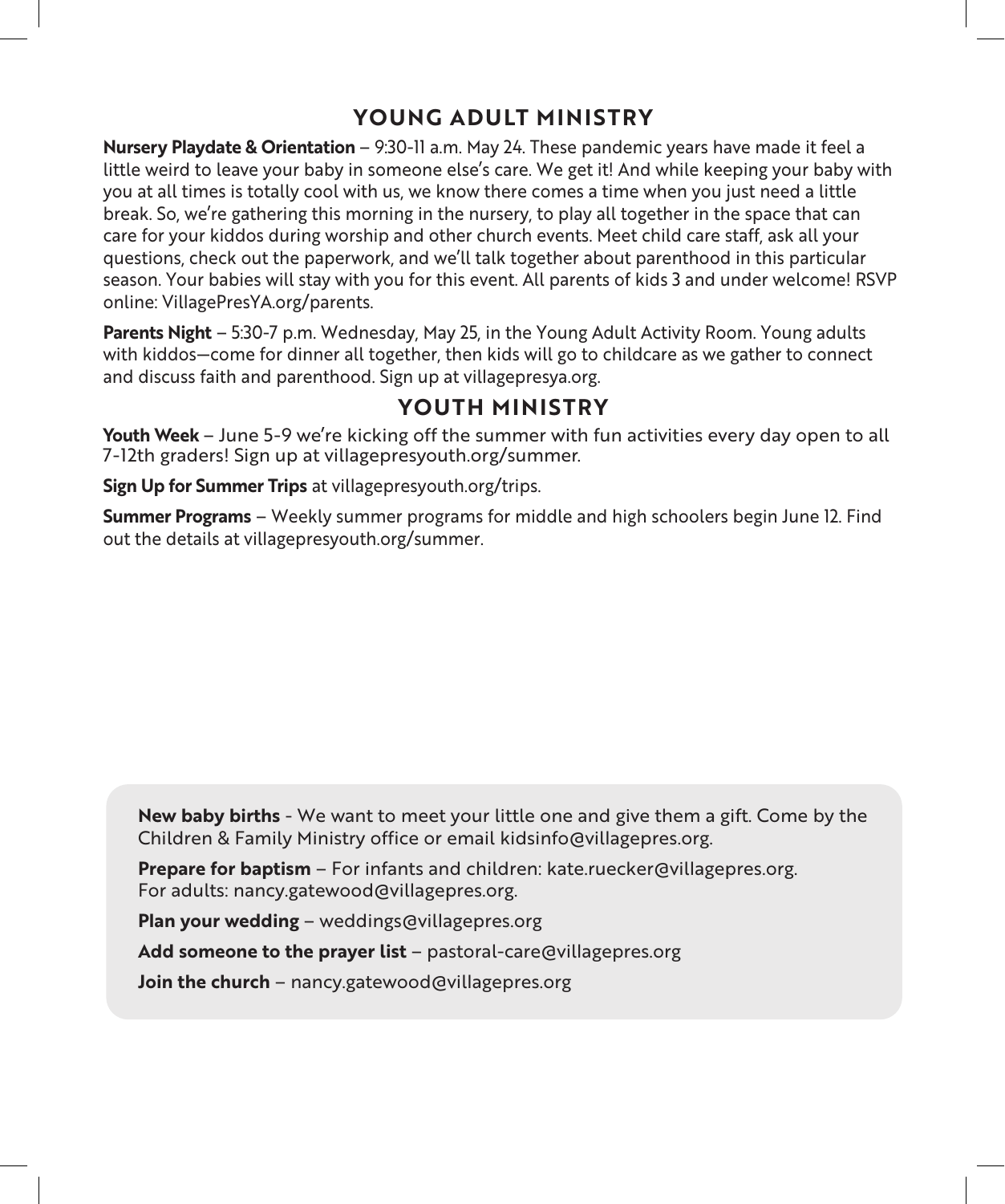## YOUNG ADULT MINISTRY

**Nursery Playdate & Orientation** – 9:30-11 a.m. May 24. These pandemic years have made it feel a little weird to leave your baby in someone else's care. We get it! And while keeping your baby with you at all times is totally cool with us, we know there comes a time when you just need a little break. So, we're gathering this morning in the nursery, to play all together in the space that can care for your kiddos during worship and other church events. Meet child care staff, ask all your questions, check out the paperwork, and we'll talk together about parenthood in this particular season. Your babies will stay with you for this event. All parents of kids 3 and under welcome! RSVP online: VillagePresYA.org/parents.

**Parents Night** – 5:30-7 p.m. Wednesday, May 25, in the Young Adult Activity Room. Young adults with kiddos—come for dinner all together, then kids will go to childcare as we gather to connect and discuss faith and parenthood. Sign up at villagepresya.org.

## YOUTH MINISTRY

**Youth Week** – June 5-9 we're kicking off the summer with fun activities every day open to all 7-12th graders! Sign up at villagepresyouth.org/summer.

**Sign Up for Summer Trips** at villagepresyouth.org/trips.

**Summer Programs** – Weekly summer programs for middle and high schoolers begin June 12. Find out the details at villagepresyouth.org/summer.

**New baby births** - We want to meet your little one and give them a gift. Come by the Children & Family Ministry office or email kidsinfo@villagepres.org.

**Prepare for baptism** – For infants and children: kate.ruecker@villagepres.org. For adults: nancy.gatewood@villagepres.org.

**Plan your wedding** – weddings@villagepres.org

**Add someone to the prayer list** – pastoral-care@villagepres.org

**Join the church** – nancy.gatewood@villagepres.org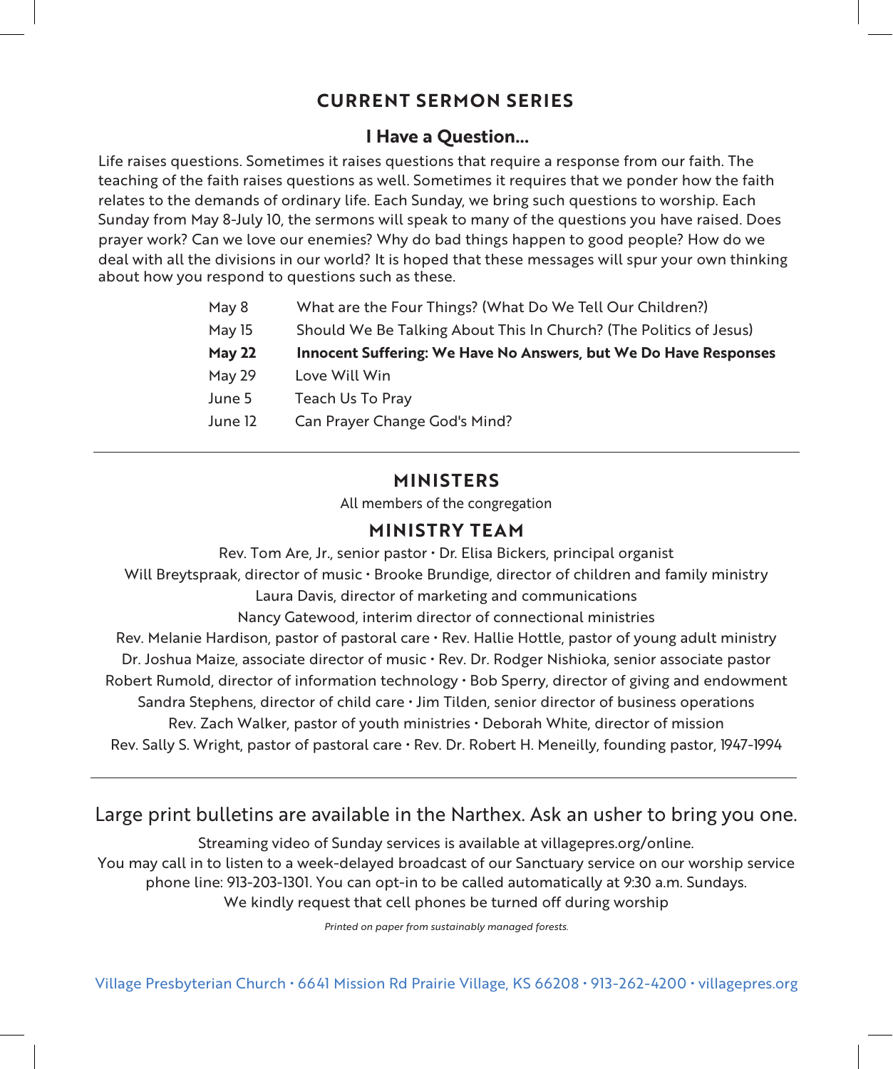## CURRENT SERMON SERIES

### I Have a Question...

Life raises questions. Sometimes it raises questions that require a response from our faith. The teaching of the faith raises questions as well. Sometimes it requires that we ponder how the faith relates to the demands of ordinary life. Each Sunday, we bring such questions to worship. Each Sunday from May 8-July 10, the sermons will speak to many of the questions you have raised. Does prayer work? Can we love our enemies? Why do bad things happen to good people? How do we deal with all the divisions in our world? It is hoped that these messages will spur your own thinking about how you respond to questions such as these.

| | |
|---|---|
| May 8 | What are the Four Things? (What Do We Tell Our Children?) |
| May 15 | Should We Be Talking About This In Church? (The Politics of Jesus) |
| **May 22** | **Innocent Suffering: We Have No Answers, but We Do Have Responses** |
| May 29 | Love Will Win |
| June 5 | Teach Us To Pray |
| June 12 | Can Prayer Change God's Mind? |

---

## MINISTERS

All members of the congregation

## MINISTRY TEAM

Rev. Tom Are, Jr., senior pastor • Dr. Elisa Bickers, principal organist
Will Breytspraak, director of music • Brooke Brundige, director of children and family ministry
Laura Davis, director of marketing and communications
Nancy Gatewood, interim director of connectional ministries
Rev. Melanie Hardison, pastor of pastoral care • Rev. Hallie Hottle, pastor of young adult ministry
Dr. Joshua Maize, associate director of music • Rev. Dr. Rodger Nishioka, senior associate pastor
Robert Rumold, director of information technology • Bob Sperry, director of giving and endowment
Sandra Stephens, director of child care • Jim Tilden, senior director of business operations
Rev. Zach Walker, pastor of youth ministries • Deborah White, director of mission
Rev. Sally S. Wright, pastor of pastoral care • Rev. Dr. Robert H. Meneilly, founding pastor, 1947-1994

---

Large print bulletins are available in the Narthex. Ask an usher to bring you one.

Streaming video of Sunday services is available at villagepres.org/online.
You may call in to listen to a week-delayed broadcast of our Sanctuary service on our worship service phone line: 913-203-1301. You can opt-in to be called automatically at 9:30 a.m. Sundays.
We kindly request that cell phones be turned off during worship

*Printed on paper from sustainably managed forests.*

Village Presbyterian Church • 6641 Mission Rd Prairie Village, KS 66208 • 913-262-4200 • villagepres.org